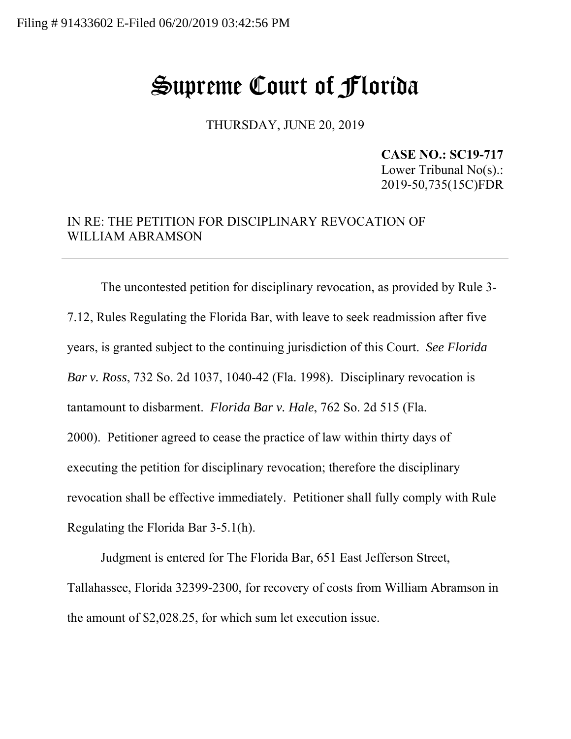Filing # 91433602 E-Filed 06/20/2019 03:42:56 PM

# Supreme Court of Florida

THURSDAY, JUNE 20, 2019

**CASE NO.: SC19-717**
Lower Tribunal No(s).:
2019-50,735(15C)FDR

IN RE: THE PETITION FOR DISCIPLINARY REVOCATION OF WILLIAM ABRAMSON

---

The uncontested petition for disciplinary revocation, as provided by Rule 3-7.12, Rules Regulating the Florida Bar, with leave to seek readmission after five years, is granted subject to the continuing jurisdiction of this Court. *See Florida Bar v. Ross*, 732 So. 2d 1037, 1040-42 (Fla. 1998). Disciplinary revocation is tantamount to disbarment. *Florida Bar v. Hale*, 762 So. 2d 515 (Fla. 2000). Petitioner agreed to cease the practice of law within thirty days of executing the petition for disciplinary revocation; therefore the disciplinary revocation shall be effective immediately. Petitioner shall fully comply with Rule Regulating the Florida Bar 3-5.1(h).

Judgment is entered for The Florida Bar, 651 East Jefferson Street, Tallahassee, Florida 32399-2300, for recovery of costs from William Abramson in the amount of $2,028.25, for which sum let execution issue.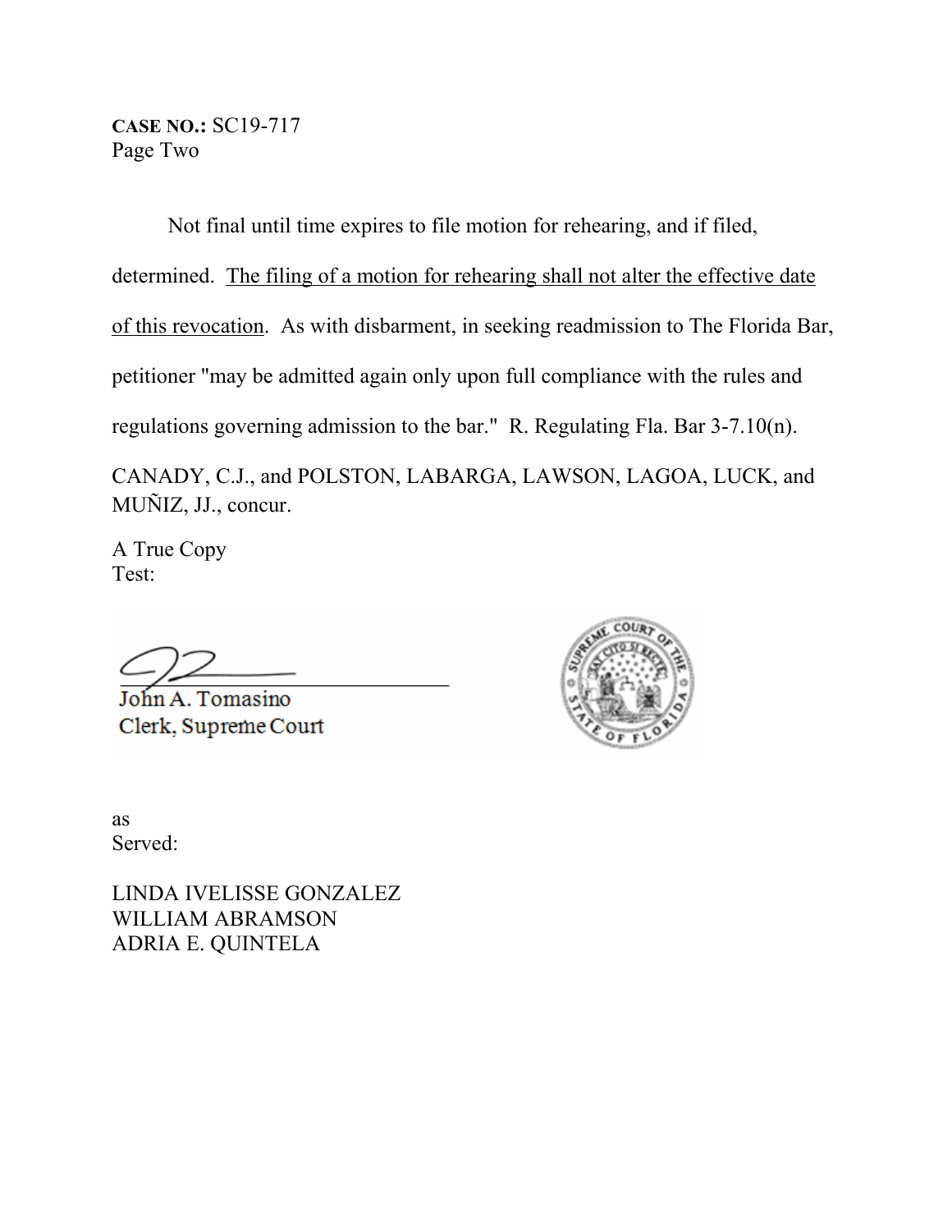**CASE NO.:** SC19-717
Page Two

Not final until time expires to file motion for rehearing, and if filed, determined. <u>The filing of a motion for rehearing shall not alter the effective date of this revocation</u>. As with disbarment, in seeking readmission to The Florida Bar, petitioner "may be admitted again only upon full compliance with the rules and regulations governing admission to the bar." R. Regulating Fla. Bar 3-7.10(n).

CANADY, C.J., and POLSTON, LABARGA, LAWSON, LAGOA, LUCK, and MUÑIZ, JJ., concur.

A True Copy
Test:

John A. Tomasino
Clerk, Supreme Court

as
Served:

LINDA IVELISSE GONZALEZ
WILLIAM ABRAMSON
ADRIA E. QUINTELA